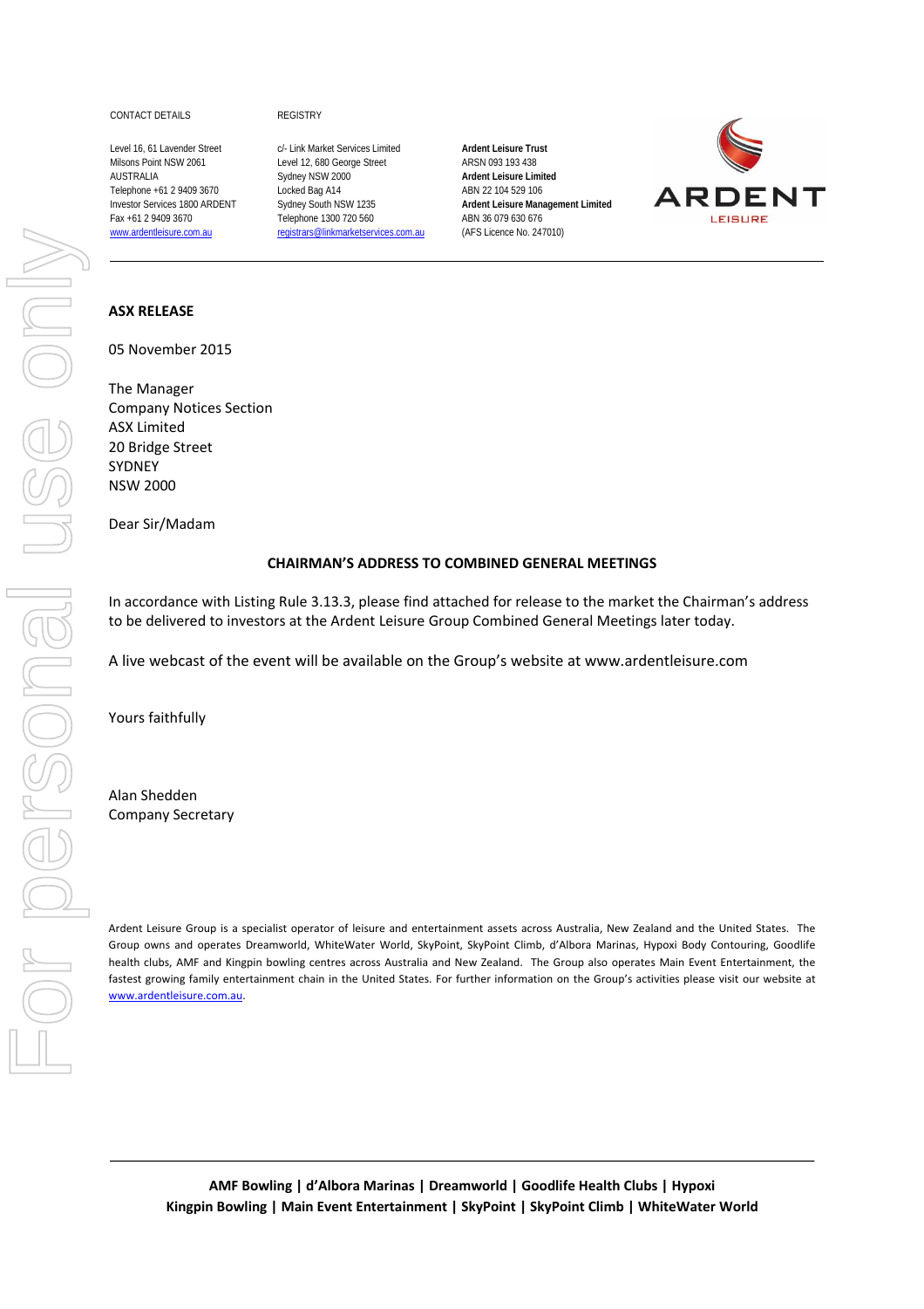CONTACT DETAILS

Level 16, 61 Lavender Street
Milsons Point NSW 2061
AUSTRALIA
Telephone +61 2 9409 3670
Investor Services 1800 ARDENT
Fax +61 2 9409 3670
www.ardentleisure.com.au

REGISTRY

c/- Link Market Services Limited
Level 12, 680 George Street
Sydney NSW 2000
Locked Bag A14
Sydney South NSW 1235
Telephone 1300 720 560
registrars@linkmarketservices.com.au

**Ardent Leisure Trust**
ARSN 093 193 438
**Ardent Leisure Limited**
ABN 22 104 529 106
**Ardent Leisure Management Limited**
ABN 36 079 630 676
(AFS Licence No. 247010)

ARDENT LEISURE

**ASX RELEASE**

05 November 2015

The Manager
Company Notices Section
ASX Limited
20 Bridge Street
SYDNEY
NSW 2000

Dear Sir/Madam

**CHAIRMAN'S ADDRESS TO COMBINED GENERAL MEETINGS**

In accordance with Listing Rule 3.13.3, please find attached for release to the market the Chairman's address to be delivered to investors at the Ardent Leisure Group Combined General Meetings later today.

A live webcast of the event will be available on the Group's website at www.ardentleisure.com

Yours faithfully

Alan Shedden
Company Secretary

Ardent Leisure Group is a specialist operator of leisure and entertainment assets across Australia, New Zealand and the United States. The Group owns and operates Dreamworld, WhiteWater World, SkyPoint, SkyPoint Climb, d'Albora Marinas, Hypoxi Body Contouring, Goodlife health clubs, AMF and Kingpin bowling centres across Australia and New Zealand. The Group also operates Main Event Entertainment, the fastest growing family entertainment chain in the United States. For further information on the Group's activities please visit our website at www.ardentleisure.com.au.

**AMF Bowling | d'Albora Marinas | Dreamworld | Goodlife Health Clubs | Hypoxi**
**Kingpin Bowling | Main Event Entertainment | SkyPoint | SkyPoint Climb | WhiteWater World**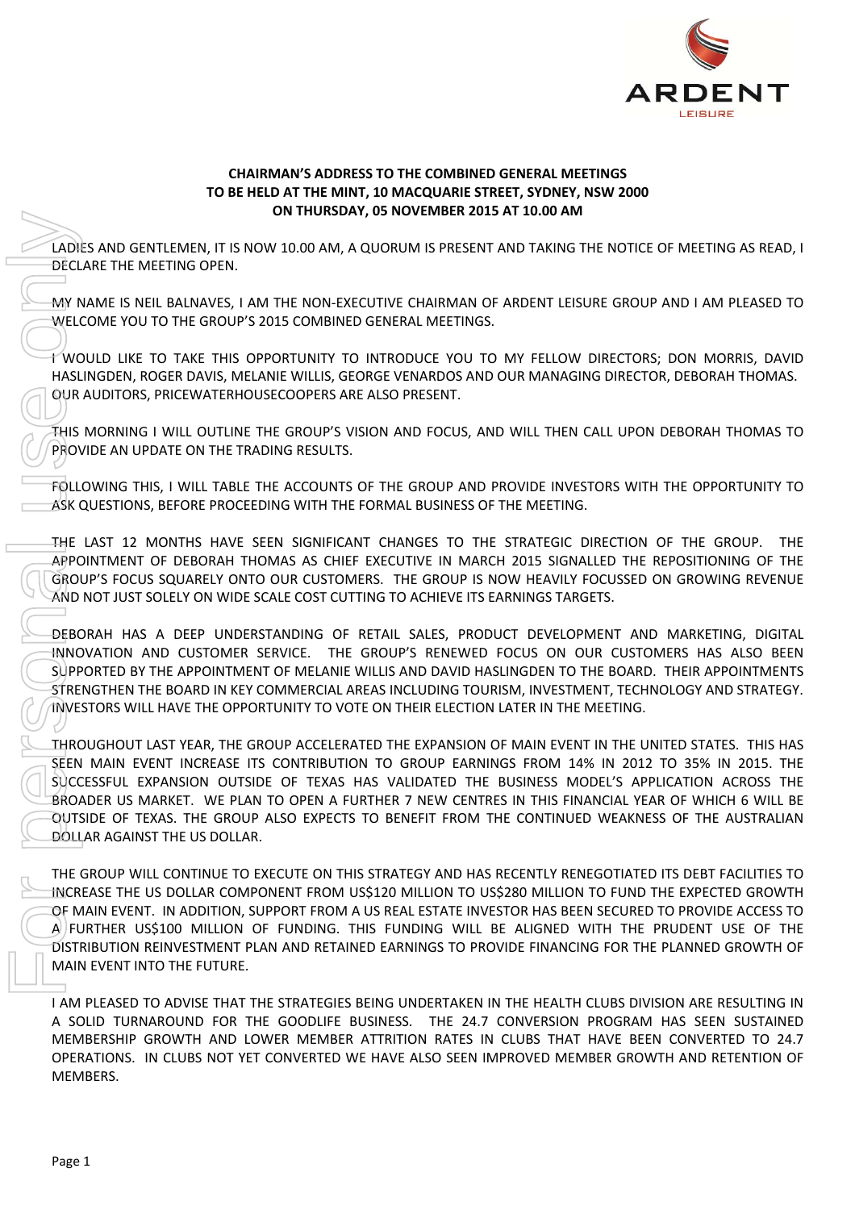**CHAIRMAN'S ADDRESS TO THE COMBINED GENERAL MEETINGS**
**TO BE HELD AT THE MINT, 10 MACQUARIE STREET, SYDNEY, NSW 2000**
**ON THURSDAY, 05 NOVEMBER 2015 AT 10.00 AM**

LADIES AND GENTLEMEN, IT IS NOW 10.00 AM, A QUORUM IS PRESENT AND TAKING THE NOTICE OF MEETING AS READ, I DECLARE THE MEETING OPEN.

MY NAME IS NEIL BALNAVES, I AM THE NON-EXECUTIVE CHAIRMAN OF ARDENT LEISURE GROUP AND I AM PLEASED TO WELCOME YOU TO THE GROUP'S 2015 COMBINED GENERAL MEETINGS.

I WOULD LIKE TO TAKE THIS OPPORTUNITY TO INTRODUCE YOU TO MY FELLOW DIRECTORS; DON MORRIS, DAVID HASLINGDEN, ROGER DAVIS, MELANIE WILLIS, GEORGE VENARDOS AND OUR MANAGING DIRECTOR, DEBORAH THOMAS. OUR AUDITORS, PRICEWATERHOUSECOOPERS ARE ALSO PRESENT.

THIS MORNING I WILL OUTLINE THE GROUP'S VISION AND FOCUS, AND WILL THEN CALL UPON DEBORAH THOMAS TO PROVIDE AN UPDATE ON THE TRADING RESULTS.

FOLLOWING THIS, I WILL TABLE THE ACCOUNTS OF THE GROUP AND PROVIDE INVESTORS WITH THE OPPORTUNITY TO ASK QUESTIONS, BEFORE PROCEEDING WITH THE FORMAL BUSINESS OF THE MEETING.

THE LAST 12 MONTHS HAVE SEEN SIGNIFICANT CHANGES TO THE STRATEGIC DIRECTION OF THE GROUP. THE APPOINTMENT OF DEBORAH THOMAS AS CHIEF EXECUTIVE IN MARCH 2015 SIGNALLED THE REPOSITIONING OF THE GROUP'S FOCUS SQUARELY ONTO OUR CUSTOMERS. THE GROUP IS NOW HEAVILY FOCUSSED ON GROWING REVENUE AND NOT JUST SOLELY ON WIDE SCALE COST CUTTING TO ACHIEVE ITS EARNINGS TARGETS.

DEBORAH HAS A DEEP UNDERSTANDING OF RETAIL SALES, PRODUCT DEVELOPMENT AND MARKETING, DIGITAL INNOVATION AND CUSTOMER SERVICE. THE GROUP'S RENEWED FOCUS ON OUR CUSTOMERS HAS ALSO BEEN SUPPORTED BY THE APPOINTMENT OF MELANIE WILLIS AND DAVID HASLINGDEN TO THE BOARD. THEIR APPOINTMENTS STRENGTHEN THE BOARD IN KEY COMMERCIAL AREAS INCLUDING TOURISM, INVESTMENT, TECHNOLOGY AND STRATEGY. INVESTORS WILL HAVE THE OPPORTUNITY TO VOTE ON THEIR ELECTION LATER IN THE MEETING.

THROUGHOUT LAST YEAR, THE GROUP ACCELERATED THE EXPANSION OF MAIN EVENT IN THE UNITED STATES. THIS HAS SEEN MAIN EVENT INCREASE ITS CONTRIBUTION TO GROUP EARNINGS FROM 14% IN 2012 TO 35% IN 2015. THE SUCCESSFUL EXPANSION OUTSIDE OF TEXAS HAS VALIDATED THE BUSINESS MODEL'S APPLICATION ACROSS THE BROADER US MARKET. WE PLAN TO OPEN A FURTHER 7 NEW CENTRES IN THIS FINANCIAL YEAR OF WHICH 6 WILL BE OUTSIDE OF TEXAS. THE GROUP ALSO EXPECTS TO BENEFIT FROM THE CONTINUED WEAKNESS OF THE AUSTRALIAN DOLLAR AGAINST THE US DOLLAR.

THE GROUP WILL CONTINUE TO EXECUTE ON THIS STRATEGY AND HAS RECENTLY RENEGOTIATED ITS DEBT FACILITIES TO INCREASE THE US DOLLAR COMPONENT FROM US$120 MILLION TO US$280 MILLION TO FUND THE EXPECTED GROWTH OF MAIN EVENT. IN ADDITION, SUPPORT FROM A US REAL ESTATE INVESTOR HAS BEEN SECURED TO PROVIDE ACCESS TO A FURTHER US$100 MILLION OF FUNDING. THIS FUNDING WILL BE ALIGNED WITH THE PRUDENT USE OF THE DISTRIBUTION REINVESTMENT PLAN AND RETAINED EARNINGS TO PROVIDE FINANCING FOR THE PLANNED GROWTH OF MAIN EVENT INTO THE FUTURE.

I AM PLEASED TO ADVISE THAT THE STRATEGIES BEING UNDERTAKEN IN THE HEALTH CLUBS DIVISION ARE RESULTING IN A SOLID TURNAROUND FOR THE GOODLIFE BUSINESS. THE 24.7 CONVERSION PROGRAM HAS SEEN SUSTAINED MEMBERSHIP GROWTH AND LOWER MEMBER ATTRITION RATES IN CLUBS THAT HAVE BEEN CONVERTED TO 24.7 OPERATIONS. IN CLUBS NOT YET CONVERTED WE HAVE ALSO SEEN IMPROVED MEMBER GROWTH AND RETENTION OF MEMBERS.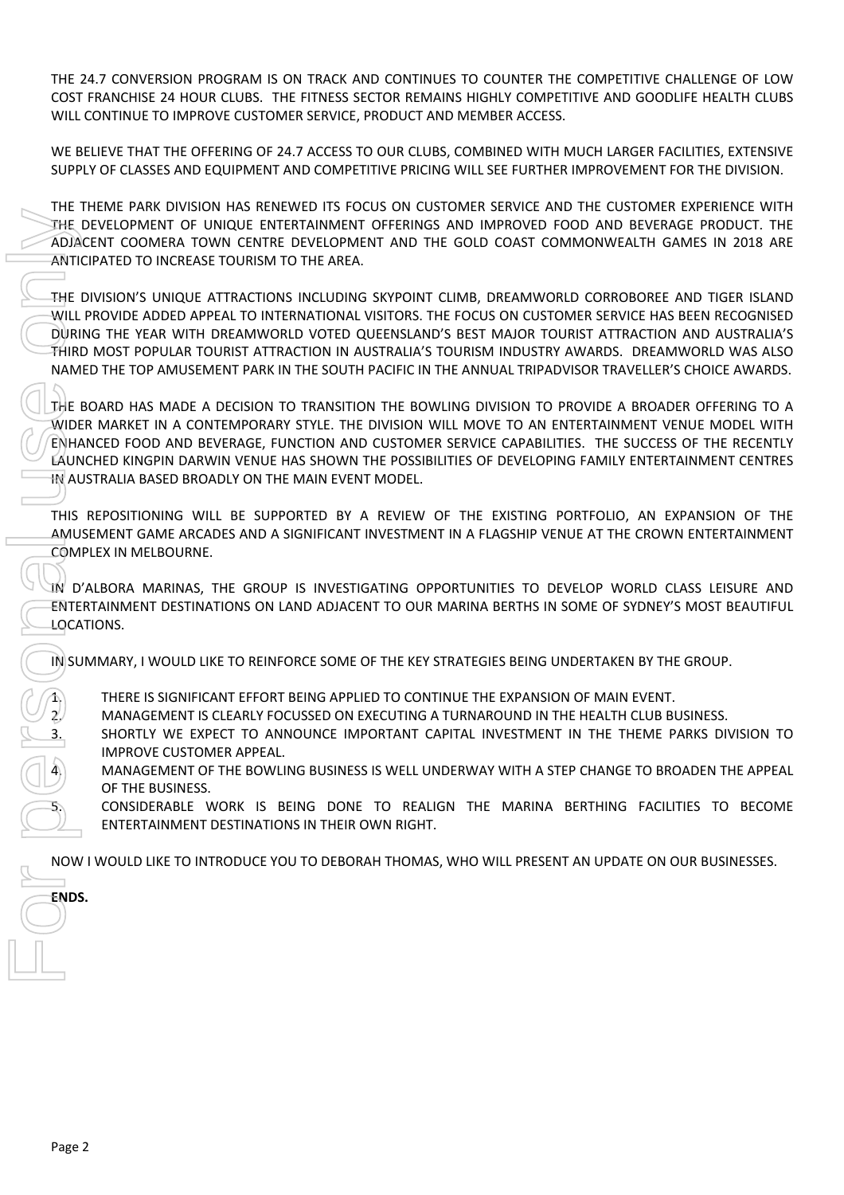THE 24.7 CONVERSION PROGRAM IS ON TRACK AND CONTINUES TO COUNTER THE COMPETITIVE CHALLENGE OF LOW COST FRANCHISE 24 HOUR CLUBS. THE FITNESS SECTOR REMAINS HIGHLY COMPETITIVE AND GOODLIFE HEALTH CLUBS WILL CONTINUE TO IMPROVE CUSTOMER SERVICE, PRODUCT AND MEMBER ACCESS.

WE BELIEVE THAT THE OFFERING OF 24.7 ACCESS TO OUR CLUBS, COMBINED WITH MUCH LARGER FACILITIES, EXTENSIVE SUPPLY OF CLASSES AND EQUIPMENT AND COMPETITIVE PRICING WILL SEE FURTHER IMPROVEMENT FOR THE DIVISION.

THE THEME PARK DIVISION HAS RENEWED ITS FOCUS ON CUSTOMER SERVICE AND THE CUSTOMER EXPERIENCE WITH THE DEVELOPMENT OF UNIQUE ENTERTAINMENT OFFERINGS AND IMPROVED FOOD AND BEVERAGE PRODUCT. THE ADJACENT COOMERA TOWN CENTRE DEVELOPMENT AND THE GOLD COAST COMMONWEALTH GAMES IN 2018 ARE ANTICIPATED TO INCREASE TOURISM TO THE AREA.

THE DIVISION'S UNIQUE ATTRACTIONS INCLUDING SKYPOINT CLIMB, DREAMWORLD CORROBOREE AND TIGER ISLAND WILL PROVIDE ADDED APPEAL TO INTERNATIONAL VISITORS. THE FOCUS ON CUSTOMER SERVICE HAS BEEN RECOGNISED DURING THE YEAR WITH DREAMWORLD VOTED QUEENSLAND'S BEST MAJOR TOURIST ATTRACTION AND AUSTRALIA'S THIRD MOST POPULAR TOURIST ATTRACTION IN AUSTRALIA'S TOURISM INDUSTRY AWARDS. DREAMWORLD WAS ALSO NAMED THE TOP AMUSEMENT PARK IN THE SOUTH PACIFIC IN THE ANNUAL TRIPADVISOR TRAVELLER'S CHOICE AWARDS.

THE BOARD HAS MADE A DECISION TO TRANSITION THE BOWLING DIVISION TO PROVIDE A BROADER OFFERING TO A WIDER MARKET IN A CONTEMPORARY STYLE. THE DIVISION WILL MOVE TO AN ENTERTAINMENT VENUE MODEL WITH ENHANCED FOOD AND BEVERAGE, FUNCTION AND CUSTOMER SERVICE CAPABILITIES. THE SUCCESS OF THE RECENTLY LAUNCHED KINGPIN DARWIN VENUE HAS SHOWN THE POSSIBILITIES OF DEVELOPING FAMILY ENTERTAINMENT CENTRES IN AUSTRALIA BASED BROADLY ON THE MAIN EVENT MODEL.

THIS REPOSITIONING WILL BE SUPPORTED BY A REVIEW OF THE EXISTING PORTFOLIO, AN EXPANSION OF THE AMUSEMENT GAME ARCADES AND A SIGNIFICANT INVESTMENT IN A FLAGSHIP VENUE AT THE CROWN ENTERTAINMENT COMPLEX IN MELBOURNE.

IN D'ALBORA MARINAS, THE GROUP IS INVESTIGATING OPPORTUNITIES TO DEVELOP WORLD CLASS LEISURE AND ENTERTAINMENT DESTINATIONS ON LAND ADJACENT TO OUR MARINA BERTHS IN SOME OF SYDNEY'S MOST BEAUTIFUL LOCATIONS.

IN SUMMARY, I WOULD LIKE TO REINFORCE SOME OF THE KEY STRATEGIES BEING UNDERTAKEN BY THE GROUP.

1. THERE IS SIGNIFICANT EFFORT BEING APPLIED TO CONTINUE THE EXPANSION OF MAIN EVENT.
2. MANAGEMENT IS CLEARLY FOCUSSED ON EXECUTING A TURNAROUND IN THE HEALTH CLUB BUSINESS.
3. SHORTLY WE EXPECT TO ANNOUNCE IMPORTANT CAPITAL INVESTMENT IN THE THEME PARKS DIVISION TO IMPROVE CUSTOMER APPEAL.
4. MANAGEMENT OF THE BOWLING BUSINESS IS WELL UNDERWAY WITH A STEP CHANGE TO BROADEN THE APPEAL OF THE BUSINESS.
5. CONSIDERABLE WORK IS BEING DONE TO REALIGN THE MARINA BERTHING FACILITIES TO BECOME ENTERTAINMENT DESTINATIONS IN THEIR OWN RIGHT.

NOW I WOULD LIKE TO INTRODUCE YOU TO DEBORAH THOMAS, WHO WILL PRESENT AN UPDATE ON OUR BUSINESSES.

**ENDS.**